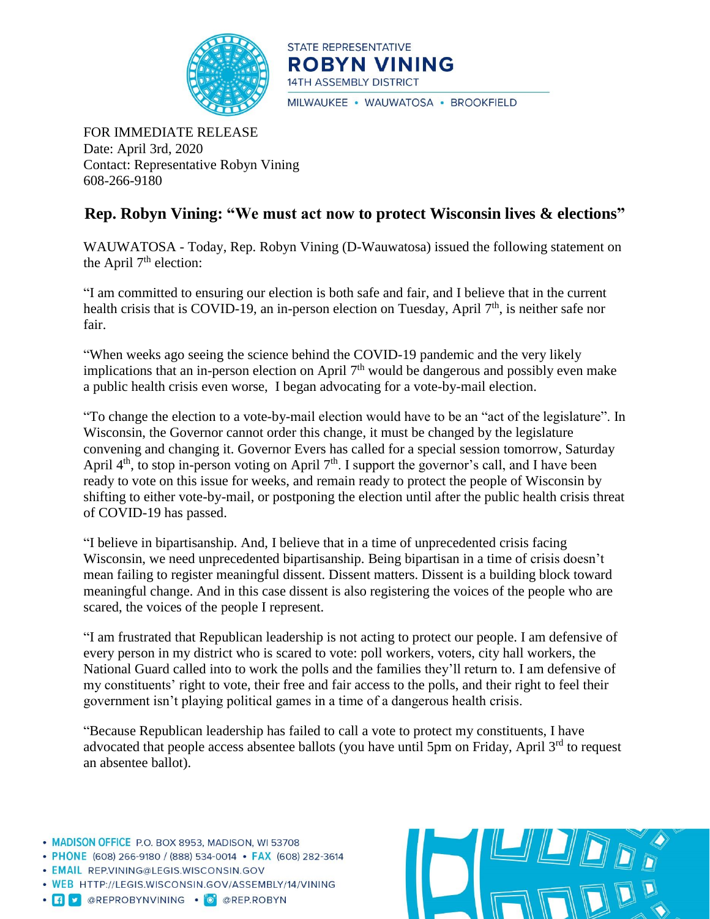STATE REPRESENTATIVE
**ROBYN VINING**
14TH ASSEMBLY DISTRICT
MILWAUKEE • WAUWATOSA • BROOKFIELD

FOR IMMEDIATE RELEASE
Date: April 3rd, 2020
Contact: Representative Robyn Vining
608-266-9180

## Rep. Robyn Vining: "We must act now to protect Wisconsin lives & elections"

WAUWATOSA - Today, Rep. Robyn Vining (D-Wauwatosa) issued the following statement on the April 7th election:

"I am committed to ensuring our election is both safe and fair, and I believe that in the current health crisis that is COVID-19, an in-person election on Tuesday, April 7th, is neither safe nor fair.

"When weeks ago seeing the science behind the COVID-19 pandemic and the very likely implications that an in-person election on April 7th would be dangerous and possibly even make a public health crisis even worse, I began advocating for a vote-by-mail election.

"To change the election to a vote-by-mail election would have to be an "act of the legislature". In Wisconsin, the Governor cannot order this change, it must be changed by the legislature convening and changing it. Governor Evers has called for a special session tomorrow, Saturday April 4th, to stop in-person voting on April 7th. I support the governor's call, and I have been ready to vote on this issue for weeks, and remain ready to protect the people of Wisconsin by shifting to either vote-by-mail, or postponing the election until after the public health crisis threat of COVID-19 has passed.

"I believe in bipartisanship. And, I believe that in a time of unprecedented crisis facing Wisconsin, we need unprecedented bipartisanship. Being bipartisan in a time of crisis doesn't mean failing to register meaningful dissent. Dissent matters. Dissent is a building block toward meaningful change. And in this case dissent is also registering the voices of the people who are scared, the voices of the people I represent.

"I am frustrated that Republican leadership is not acting to protect our people. I am defensive of every person in my district who is scared to vote: poll workers, voters, city hall workers, the National Guard called into to work the polls and the families they'll return to. I am defensive of my constituents' right to vote, their free and fair access to the polls, and their right to feel their government isn't playing political games in a time of a dangerous health crisis.

"Because Republican leadership has failed to call a vote to protect my constituents, I have advocated that people access absentee ballots (you have until 5pm on Friday, April 3rd to request an absentee ballot).

- MADISON OFFICE P.O. BOX 8953, MADISON, WI 53708
- PHONE (608) 266-9180 / (888) 534-0014 • FAX (608) 282-3614
- EMAIL REP.VINING@LEGIS.WISCONSIN.GOV
- WEB HTTP://LEGIS.WISCONSIN.GOV/ASSEMBLY/14/VINING
- @REPROBYNVINING • @REP.ROBYN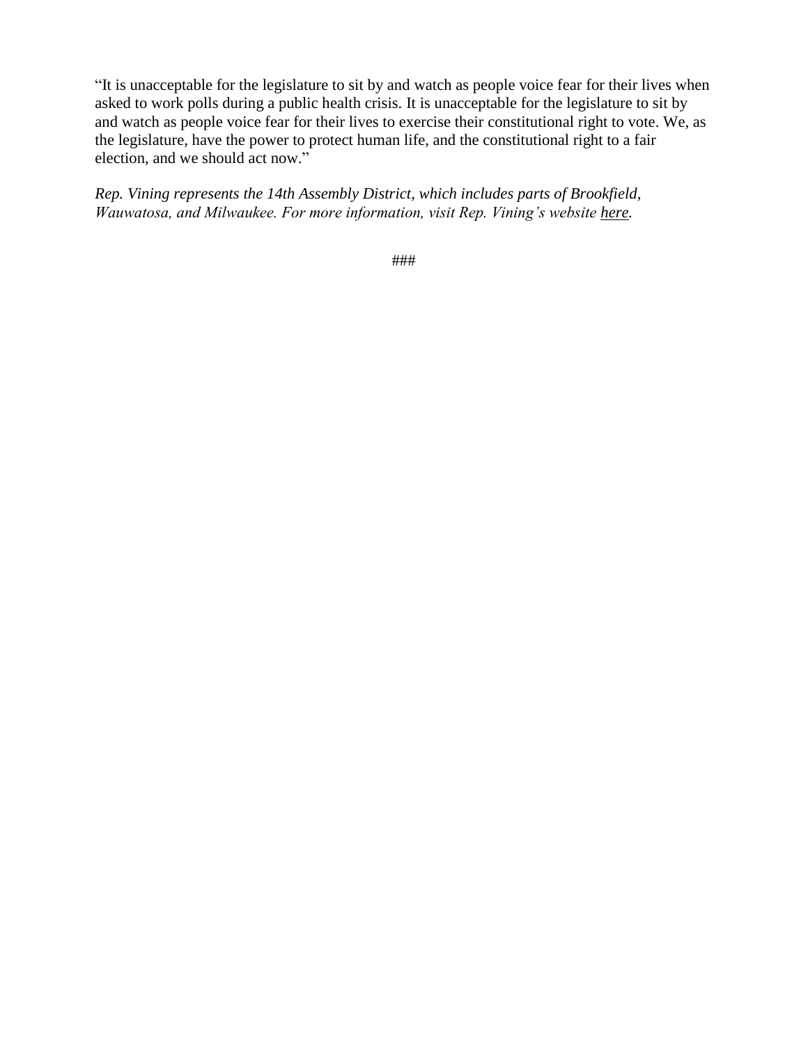"It is unacceptable for the legislature to sit by and watch as people voice fear for their lives when asked to work polls during a public health crisis. It is unacceptable for the legislature to sit by and watch as people voice fear for their lives to exercise their constitutional right to vote. We, as the legislature, have the power to protect human life, and the constitutional right to a fair election, and we should act now."

*Rep. Vining represents the 14th Assembly District, which includes parts of Brookfield, Wauwatosa, and Milwaukee. For more information, visit Rep. Vining's website here.*

###